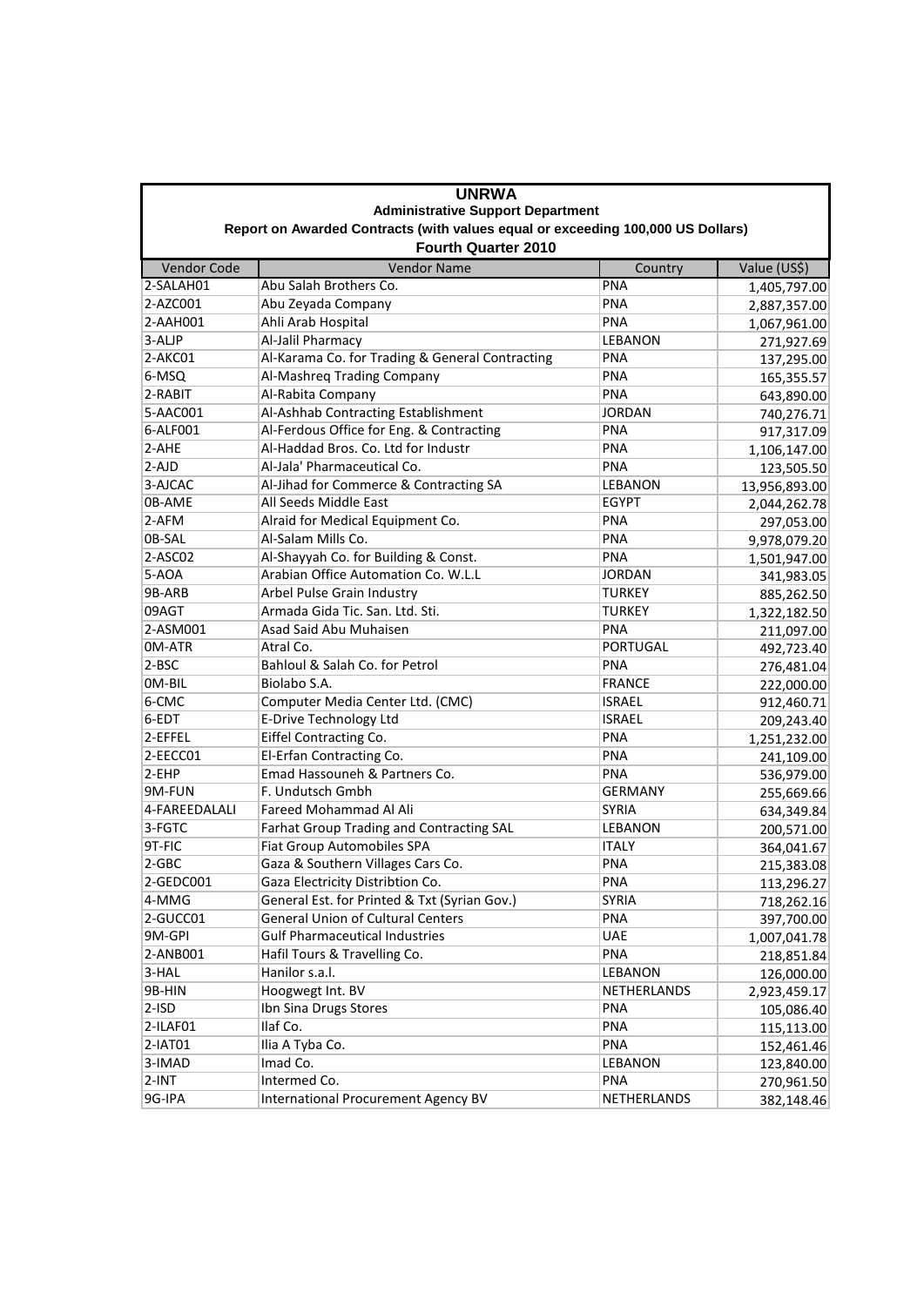# UNRWA

## Administrative Support Department

### Report on Awarded Contracts (with values equal or exceeding 100,000 US Dollars)

### Fourth Quarter 2010

| Vendor Code | Vendor Name | Country | Value (US$) |
|---|---|---|---|
| 2-SALAH01 | Abu Salah Brothers Co. | PNA | 1,405,797.00 |
| 2-AZC001 | Abu Zeyada Company | PNA | 2,887,357.00 |
| 2-AAH001 | Ahli Arab Hospital | PNA | 1,067,961.00 |
| 3-ALJP | Al-Jalil Pharmacy | LEBANON | 271,927.69 |
| 2-AKC01 | Al-Karama Co. for Trading & General Contracting | PNA | 137,295.00 |
| 6-MSQ | Al-Mashreq Trading Company | PNA | 165,355.57 |
| 2-RABIT | Al-Rabita Company | PNA | 643,890.00 |
| 5-AAC001 | Al-Ashhab Contracting Establishment | JORDAN | 740,276.71 |
| 6-ALF001 | Al-Ferdous Office for Eng. & Contracting | PNA | 917,317.09 |
| 2-AHE | Al-Haddad Bros. Co. Ltd for Industr | PNA | 1,106,147.00 |
| 2-AJD | Al-Jala' Pharmaceutical Co. | PNA | 123,505.50 |
| 3-AJCAC | Al-Jihad for Commerce & Contracting SA | LEBANON | 13,956,893.00 |
| 0B-AME | All Seeds Middle East | EGYPT | 2,044,262.78 |
| 2-AFM | Alraid for Medical Equipment Co. | PNA | 297,053.00 |
| 0B-SAL | Al-Salam Mills Co. | PNA | 9,978,079.20 |
| 2-ASC02 | Al-Shayyah Co. for Building & Const. | PNA | 1,501,947.00 |
| 5-AOA | Arabian Office Automation Co. W.L.L | JORDAN | 341,983.05 |
| 9B-ARB | Arbel Pulse Grain Industry | TURKEY | 885,262.50 |
| 09AGT | Armada Gida Tic. San. Ltd. Sti. | TURKEY | 1,322,182.50 |
| 2-ASM001 | Asad Said Abu Muhaisen | PNA | 211,097.00 |
| 0M-ATR | Atral Co. | PORTUGAL | 492,723.40 |
| 2-BSC | Bahloul & Salah Co. for Petrol | PNA | 276,481.04 |
| 0M-BIL | Biolabo S.A. | FRANCE | 222,000.00 |
| 6-CMC | Computer Media Center Ltd. (CMC) | ISRAEL | 912,460.71 |
| 6-EDT | E-Drive Technology Ltd | ISRAEL | 209,243.40 |
| 2-EFFEL | Eiffel Contracting Co. | PNA | 1,251,232.00 |
| 2-EECC01 | El-Erfan Contracting Co. | PNA | 241,109.00 |
| 2-EHP | Emad Hassouneh & Partners Co. | PNA | 536,979.00 |
| 9M-FUN | F. Undutsch Gmbh | GERMANY | 255,669.66 |
| 4-FAREEDALALI | Fareed Mohammad Al Ali | SYRIA | 634,349.84 |
| 3-FGTC | Farhat Group Trading and Contracting SAL | LEBANON | 200,571.00 |
| 9T-FIC | Fiat Group Automobiles SPA | ITALY | 364,041.67 |
| 2-GBC | Gaza & Southern Villages Cars Co. | PNA | 215,383.08 |
| 2-GEDC001 | Gaza Electricity Distribtion Co. | PNA | 113,296.27 |
| 4-MMG | General Est. for Printed & Txt (Syrian Gov.) | SYRIA | 718,262.16 |
| 2-GUCC01 | General Union of Cultural Centers | PNA | 397,700.00 |
| 9M-GPI | Gulf Pharmaceutical Industries | UAE | 1,007,041.78 |
| 2-ANB001 | Hafil Tours & Travelling Co. | PNA | 218,851.84 |
| 3-HAL | Hanilor s.a.l. | LEBANON | 126,000.00 |
| 9B-HIN | Hoogwegt Int. BV | NETHERLANDS | 2,923,459.17 |
| 2-ISD | Ibn Sina Drugs Stores | PNA | 105,086.40 |
| 2-ILAF01 | Ilaf Co. | PNA | 115,113.00 |
| 2-IAT01 | Ilia A Tyba Co. | PNA | 152,461.46 |
| 3-IMAD | Imad Co. | LEBANON | 123,840.00 |
| 2-INT | Intermed Co. | PNA | 270,961.50 |
| 9G-IPA | International Procurement Agency BV | NETHERLANDS | 382,148.46 |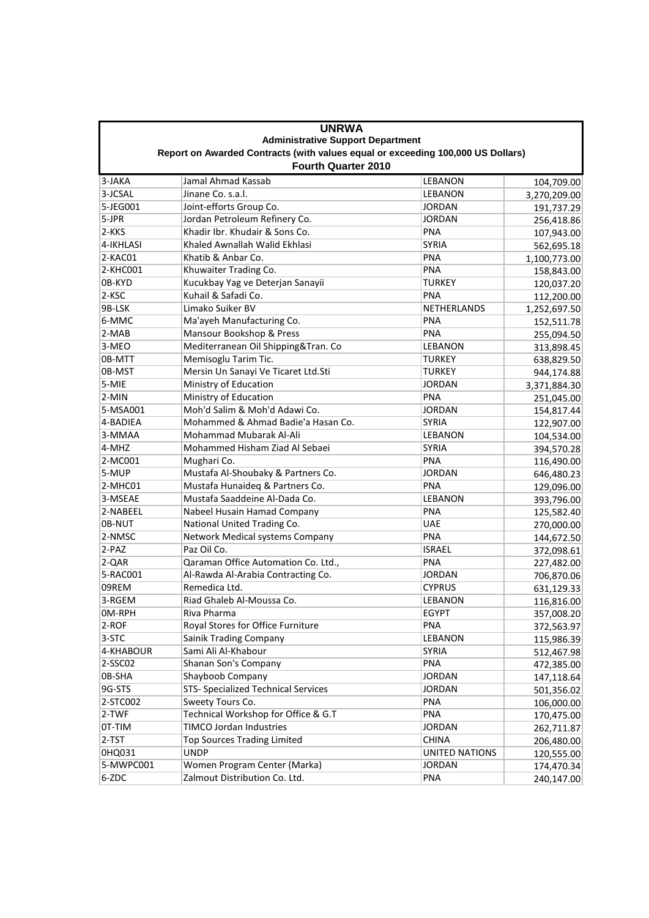**UNRWA**

**Administrative Support Department**

**Report on Awarded Contracts (with values equal or exceeding 100,000 US Dollars)**

**Fourth Quarter 2010**

| | | | |
|---|---|---|---|
| 3-JAKA | Jamal Ahmad Kassab | LEBANON | 104,709.00 |
| 3-JCSAL | Jinane Co. s.a.l. | LEBANON | 3,270,209.00 |
| 5-JEG001 | Joint-efforts Group Co. | JORDAN | 191,737.29 |
| 5-JPR | Jordan Petroleum Refinery Co. | JORDAN | 256,418.86 |
| 2-KKS | Khadir Ibr. Khudair & Sons Co. | PNA | 107,943.00 |
| 4-IKHLASI | Khaled Awnallah Walid Ekhlasi | SYRIA | 562,695.18 |
| 2-KAC01 | Khatib & Anbar Co. | PNA | 1,100,773.00 |
| 2-KHC001 | Khuwaiter Trading Co. | PNA | 158,843.00 |
| 0B-KYD | Kucukbay Yag ve Deterjan Sanayii | TURKEY | 120,037.20 |
| 2-KSC | Kuhail & Safadi Co. | PNA | 112,200.00 |
| 9B-LSK | Limako Suiker BV | NETHERLANDS | 1,252,697.50 |
| 6-MMC | Ma'ayeh Manufacturing Co. | PNA | 152,511.78 |
| 2-MAB | Mansour Bookshop & Press | PNA | 255,094.50 |
| 3-MEO | Mediterranean Oil Shipping&Tran. Co | LEBANON | 313,898.45 |
| 0B-MTT | Memisoglu Tarim Tic. | TURKEY | 638,829.50 |
| 0B-MST | Mersin Un Sanayi Ve Ticaret Ltd.Sti | TURKEY | 944,174.88 |
| 5-MIE | Ministry of Education | JORDAN | 3,371,884.30 |
| 2-MIN | Ministry of Education | PNA | 251,045.00 |
| 5-MSA001 | Moh'd Salim & Moh'd Adawi Co. | JORDAN | 154,817.44 |
| 4-BADIEA | Mohammed & Ahmad Badie'a Hasan Co. | SYRIA | 122,907.00 |
| 3-MMAA | Mohammad Mubarak Al-Ali | LEBANON | 104,534.00 |
| 4-MHZ | Mohammed Hisham Ziad Al Sebaei | SYRIA | 394,570.28 |
| 2-MC001 | Mughari Co. | PNA | 116,490.00 |
| 5-MUP | Mustafa Al-Shoubaky & Partners Co. | JORDAN | 646,480.23 |
| 2-MHC01 | Mustafa Hunaideq & Partners Co. | PNA | 129,096.00 |
| 3-MSEAE | Mustafa Saaddeine Al-Dada Co. | LEBANON | 393,796.00 |
| 2-NABEEL | Nabeel Husain Hamad Company | PNA | 125,582.40 |
| 0B-NUT | National United Trading Co. | UAE | 270,000.00 |
| 2-NMSC | Network Medical systems Company | PNA | 144,672.50 |
| 2-PAZ | Paz Oil Co. | ISRAEL | 372,098.61 |
| 2-QAR | Qaraman Office Automation Co. Ltd., | PNA | 227,482.00 |
| 5-RAC001 | Al-Rawda Al-Arabia Contracting Co. | JORDAN | 706,870.06 |
| 09REM | Remedica Ltd. | CYPRUS | 631,129.33 |
| 3-RGEM | Riad Ghaleb Al-Moussa Co. | LEBANON | 116,816.00 |
| 0M-RPH | Riva Pharma | EGYPT | 357,008.20 |
| 2-ROF | Royal Stores for Office Furniture | PNA | 372,563.97 |
| 3-STC | Sainik Trading Company | LEBANON | 115,986.39 |
| 4-KHABOUR | Sami Ali Al-Khabour | SYRIA | 512,467.98 |
| 2-SSC02 | Shanan Son's Company | PNA | 472,385.00 |
| 0B-SHA | Shayboob Company | JORDAN | 147,118.64 |
| 9G-STS | STS- Specialized Technical Services | JORDAN | 501,356.02 |
| 2-STC002 | Sweety Tours Co. | PNA | 106,000.00 |
| 2-TWF | Technical Workshop for Office & G.T | PNA | 170,475.00 |
| 0T-TIM | TIMCO Jordan Industries | JORDAN | 262,711.87 |
| 2-TST | Top Sources Trading Limited | CHINA | 206,480.00 |
| 0HQ031 | UNDP | UNITED NATIONS | 120,555.00 |
| 5-MWPC001 | Women Program Center (Marka) | JORDAN | 174,470.34 |
| 6-ZDC | Zalmout Distribution Co. Ltd. | PNA | 240,147.00 |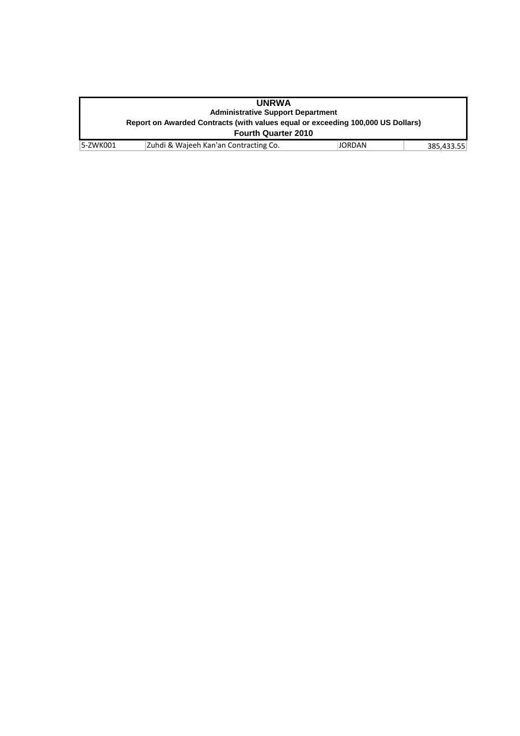**UNRWA**

**Administrative Support Department**

**Report on Awarded Contracts (with values equal or exceeding 100,000 US Dollars)**

**Fourth Quarter 2010**

| | | | |
|---|---|---|---|
| 5-ZWK001 | Zuhdi & Wajeeh Kan'an Contracting Co. | JORDAN | 385,433.55 |